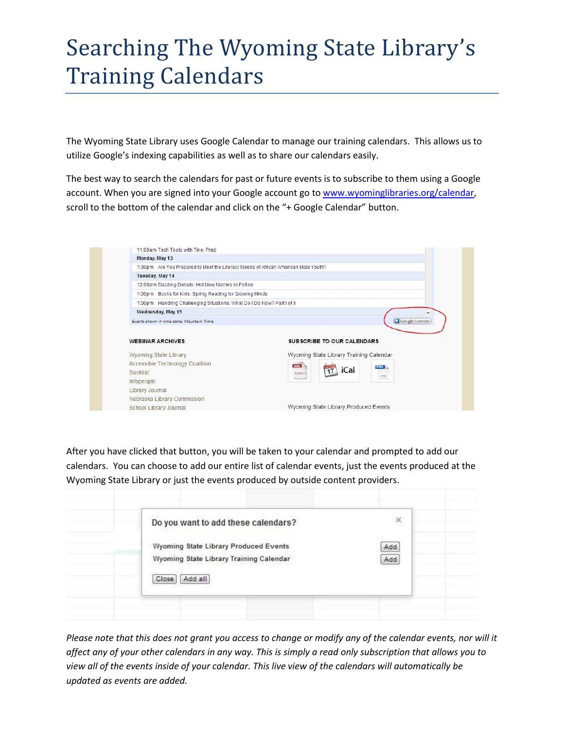# Searching The Wyoming State Library's Training Calendars

The Wyoming State Library uses Google Calendar to manage our training calendars. This allows us to utilize Google's indexing capabilities as well as to share our calendars easily.

The best way to search the calendars for past or future events is to subscribe to them using a Google account. When you are signed into your Google account go to [www.wyominglibraries.org/calendar](http://www.wyominglibraries.org/calendar), scroll to the bottom of the calendar and click on the "+ Google Calendar" button.

After you have clicked that button, you will be taken to your calendar and prompted to add our calendars. You can choose to add our entire list of calendar events, just the events produced at the Wyoming State Library or just the events produced by outside content providers.

*Please note that this does not grant you access to change or modify any of the calendar events, nor will it affect any of your other calendars in any way. This is simply a read only subscription that allows you to view all of the events inside of your calendar. This live view of the calendars will automatically be updated as events are added.*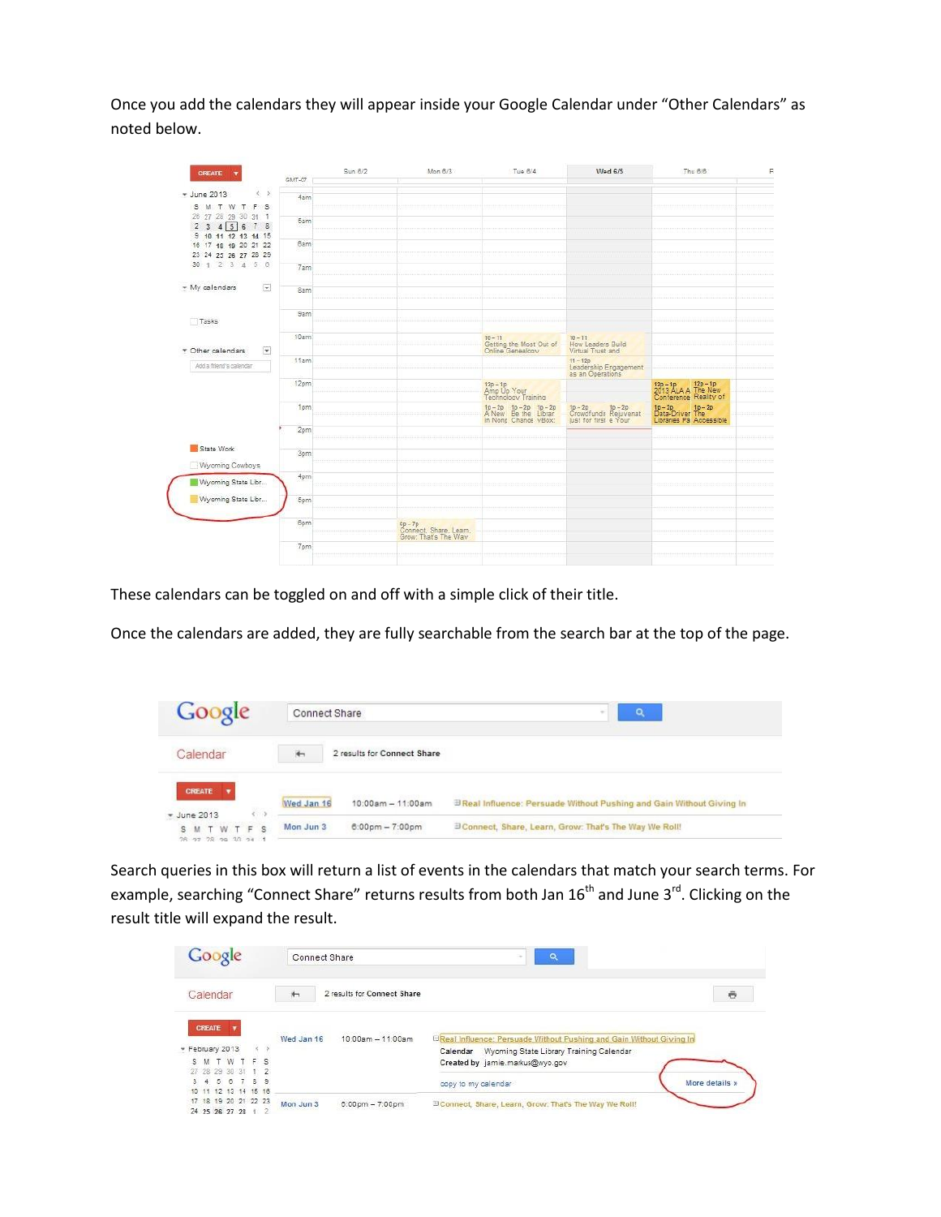Once you add the calendars they will appear inside your Google Calendar under "Other Calendars" as noted below.

These calendars can be toggled on and off with a simple click of their title.

Once the calendars are added, they are fully searchable from the search bar at the top of the page.

Search queries in this box will return a list of events in the calendars that match your search terms. For example, searching "Connect Share" returns results from both Jan 16th and June 3rd. Clicking on the result title will expand the result.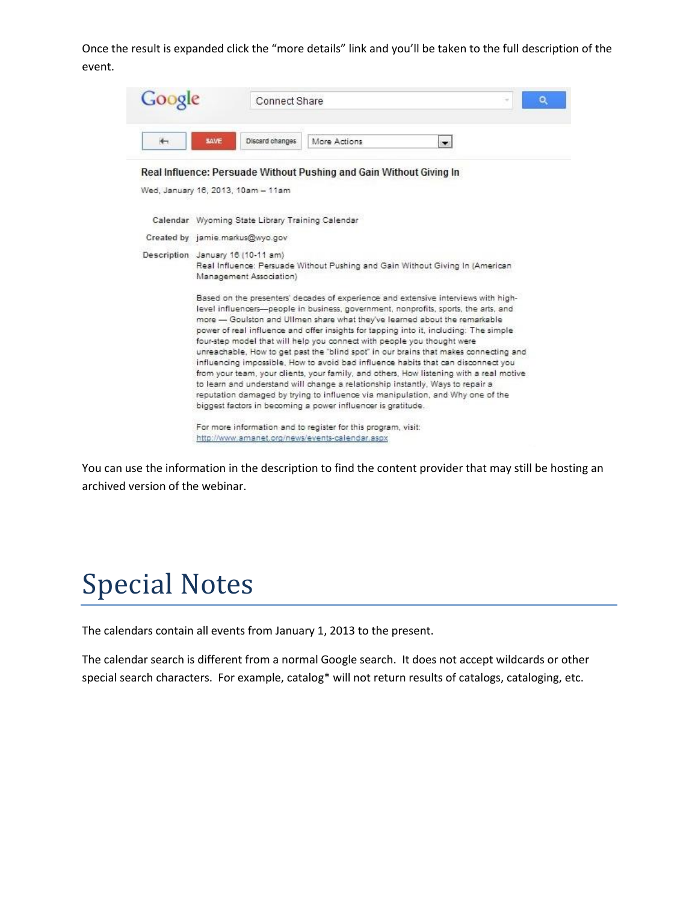Once the result is expanded click the "more details" link and you'll be taken to the full description of the event.

Google | Connect Share

SAVE | Discard changes | More Actions

**Real Influence: Persuade Without Pushing and Gain Without Giving In**

Wed, January 16, 2013, 10am – 11am

Calendar: Wyoming State Library Training Calendar

Created by: jamie.markus@wyo.gov

Description: January 16 (10-11 am)
Real Influence: Persuade Without Pushing and Gain Without Giving In (American Management Association)

Based on the presenters' decades of experience and extensive interviews with high-level influencers—people in business, government, nonprofits, sports, the arts, and more — Goulston and Ullmen share what they've learned about the remarkable power of real influence and offer insights for tapping into it, including: The simple four-step model that will help you connect with people you thought were unreachable, How to get past the "blind spot" in our brains that makes connecting and influencing impossible, How to avoid bad influence habits that can disconnect you from your team, your clients, your family, and others, How listening with a real motive to learn and understand will change a relationship instantly, Ways to repair a reputation damaged by trying to influence via manipulation, and Why one of the biggest factors in becoming a power influencer is gratitude.

For more information and to register for this program, visit: http://www.amanet.org/news/events-calendar.aspx

You can use the information in the description to find the content provider that may still be hosting an archived version of the webinar.

# Special Notes

The calendars contain all events from January 1, 2013 to the present.

The calendar search is different from a normal Google search. It does not accept wildcards or other special search characters. For example, catalog* will not return results of catalogs, cataloging, etc.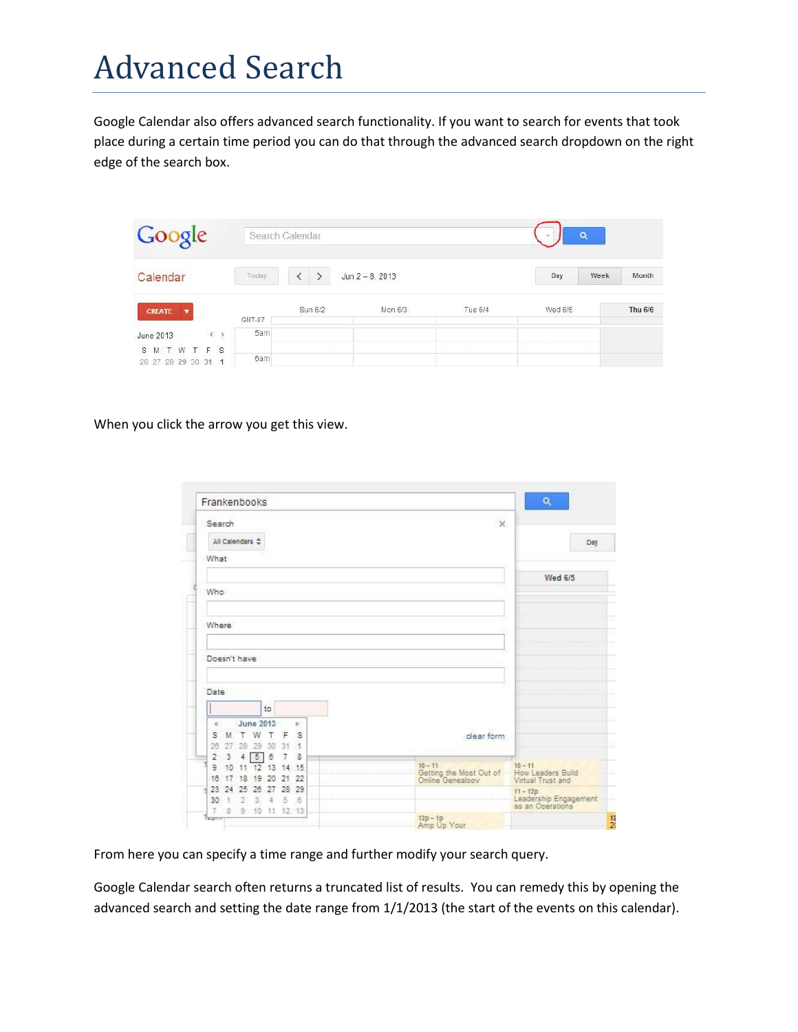# Advanced Search

Google Calendar also offers advanced search functionality. If you want to search for events that took place during a certain time period you can do that through the advanced search dropdown on the right edge of the search box.

When you click the arrow you get this view.

From here you can specify a time range and further modify your search query.

Google Calendar search often returns a truncated list of results. You can remedy this by opening the advanced search and setting the date range from 1/1/2013 (the start of the events on this calendar).